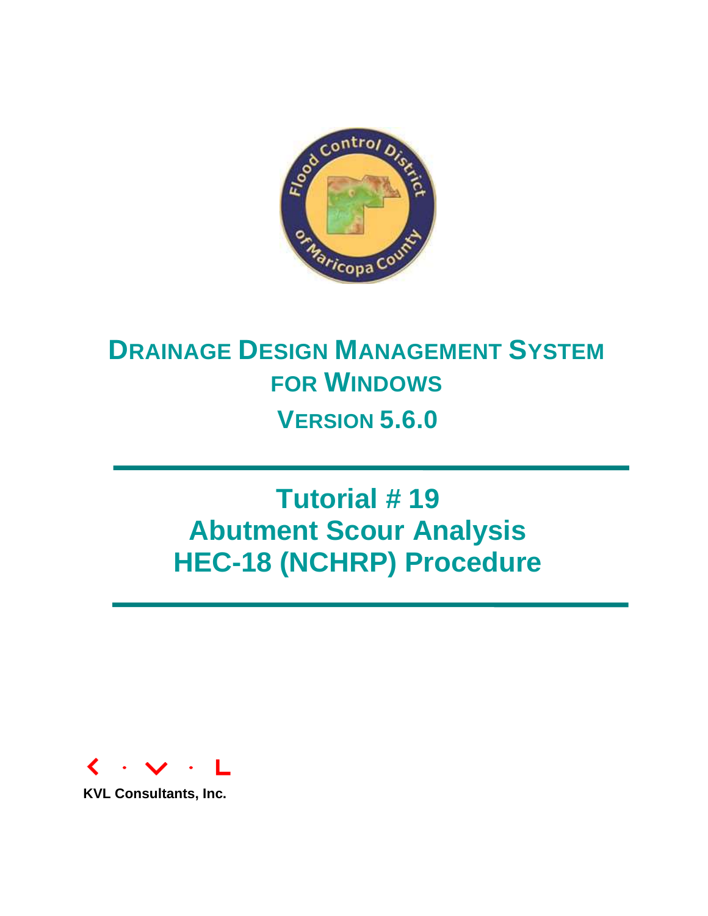# DRAINAGE DESIGN MANAGEMENT SYSTEM FOR WINDOWS

## VERSION 5.6.0

# Tutorial # 19
# Abutment Scour Analysis
# HEC-18 (NCHRP) Procedure

KVL Consultants, Inc.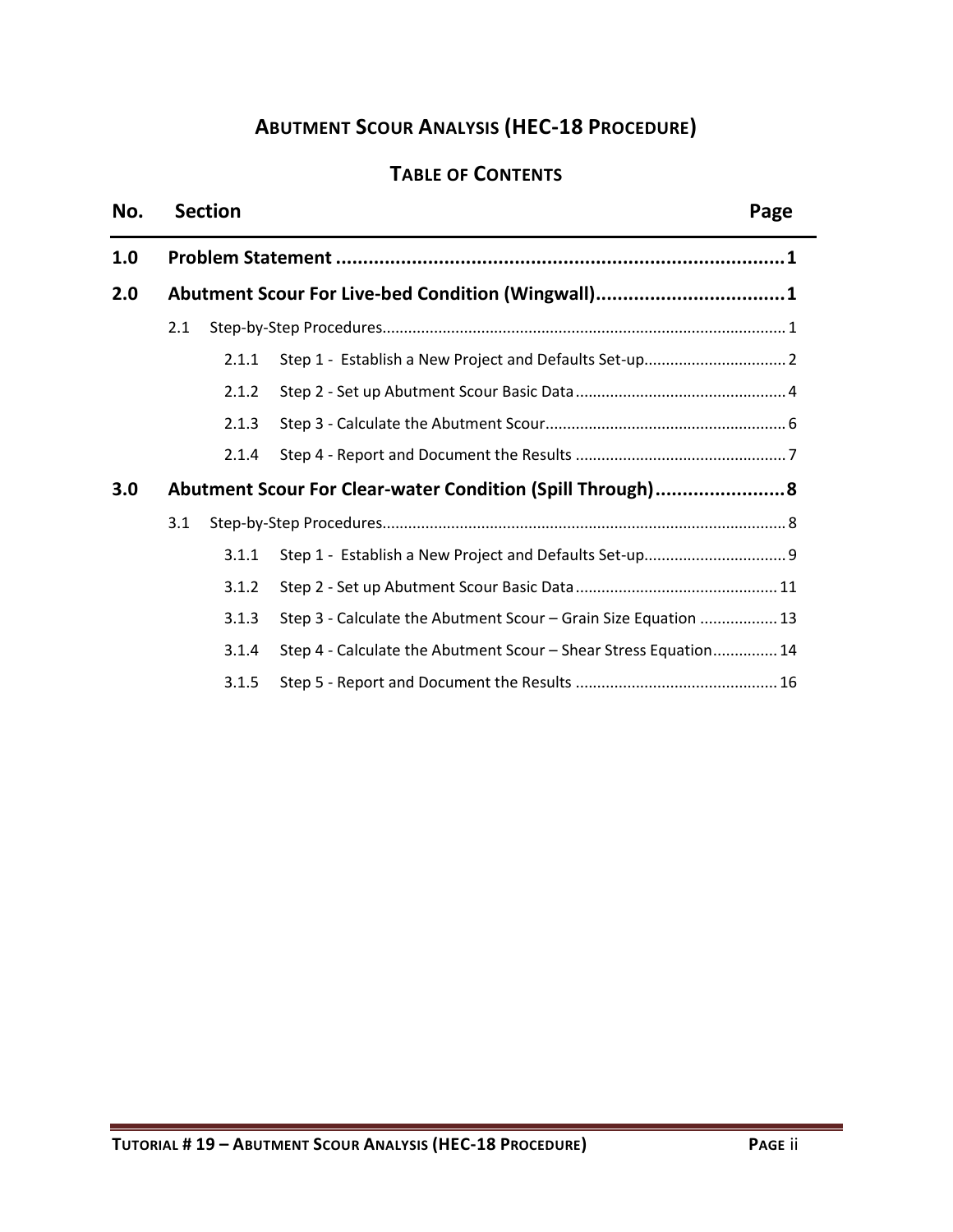# ABUTMENT SCOUR ANALYSIS (HEC-18 PROCEDURE)

## TABLE OF CONTENTS

| No. | Section | Page |
|---|---|---|
| **1.0** | **Problem Statement** | **1** |
| **2.0** | **Abutment Scour For Live-bed Condition (Wingwall)** | **1** |
| 2.1 | Step-by-Step Procedures | 1 |
| 2.1.1 | Step 1 - Establish a New Project and Defaults Set-up | 2 |
| 2.1.2 | Step 2 - Set up Abutment Scour Basic Data | 4 |
| 2.1.3 | Step 3 - Calculate the Abutment Scour | 6 |
| 2.1.4 | Step 4 - Report and Document the Results | 7 |
| **3.0** | **Abutment Scour For Clear-water Condition (Spill Through)** | **8** |
| 3.1 | Step-by-Step Procedures | 8 |
| 3.1.1 | Step 1 - Establish a New Project and Defaults Set-up | 9 |
| 3.1.2 | Step 2 - Set up Abutment Scour Basic Data | 11 |
| 3.1.3 | Step 3 - Calculate the Abutment Scour – Grain Size Equation | 13 |
| 3.1.4 | Step 4 - Calculate the Abutment Scour – Shear Stress Equation | 14 |
| 3.1.5 | Step 5 - Report and Document the Results | 16 |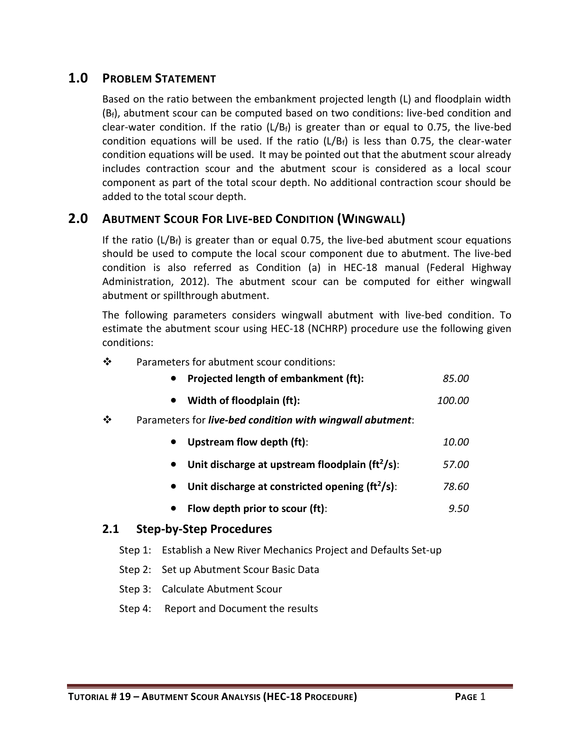## 1.0 Problem Statement

Based on the ratio between the embankment projected length (L) and floodplain width ($B_f$), abutment scour can be computed based on two conditions: live-bed condition and clear-water condition. If the ratio ($L/B_f$) is greater than or equal to 0.75, the live-bed condition equations will be used. If the ratio ($L/B_f$) is less than 0.75, the clear-water condition equations will be used. It may be pointed out that the abutment scour already includes contraction scour and the abutment scour is considered as a local scour component as part of the total scour depth. No additional contraction scour should be added to the total scour depth.

## 2.0 Abutment Scour For Live-bed Condition (Wingwall)

If the ratio ($L/B_f$) is greater than or equal 0.75, the live-bed abutment scour equations should be used to compute the local scour component due to abutment. The live-bed condition is also referred as Condition (a) in HEC-18 manual (Federal Highway Administration, 2012). The abutment scour can be computed for either wingwall abutment or spillthrough abutment.

The following parameters considers wingwall abutment with live-bed condition. To estimate the abutment scour using HEC-18 (NCHRP) procedure use the following given conditions:

- Parameters for abutment scour conditions:
  - **Projected length of embankment (ft):** *85.00*
  - **Width of floodplain (ft):** *100.00*
- Parameters for ***live-bed condition with wingwall abutment***:
  - **Upstream flow depth (ft)**: *10.00*
  - **Unit discharge at upstream floodplain ($ft^2/s$)**: *57.00*
  - **Unit discharge at constricted opening ($ft^2/s$)**: *78.60*
  - **Flow depth prior to scour (ft)**: *9.50*

### 2.1 Step-by-Step Procedures

Step 1: Establish a New River Mechanics Project and Defaults Set-up

Step 2: Set up Abutment Scour Basic Data

Step 3: Calculate Abutment Scour

Step 4: Report and Document the results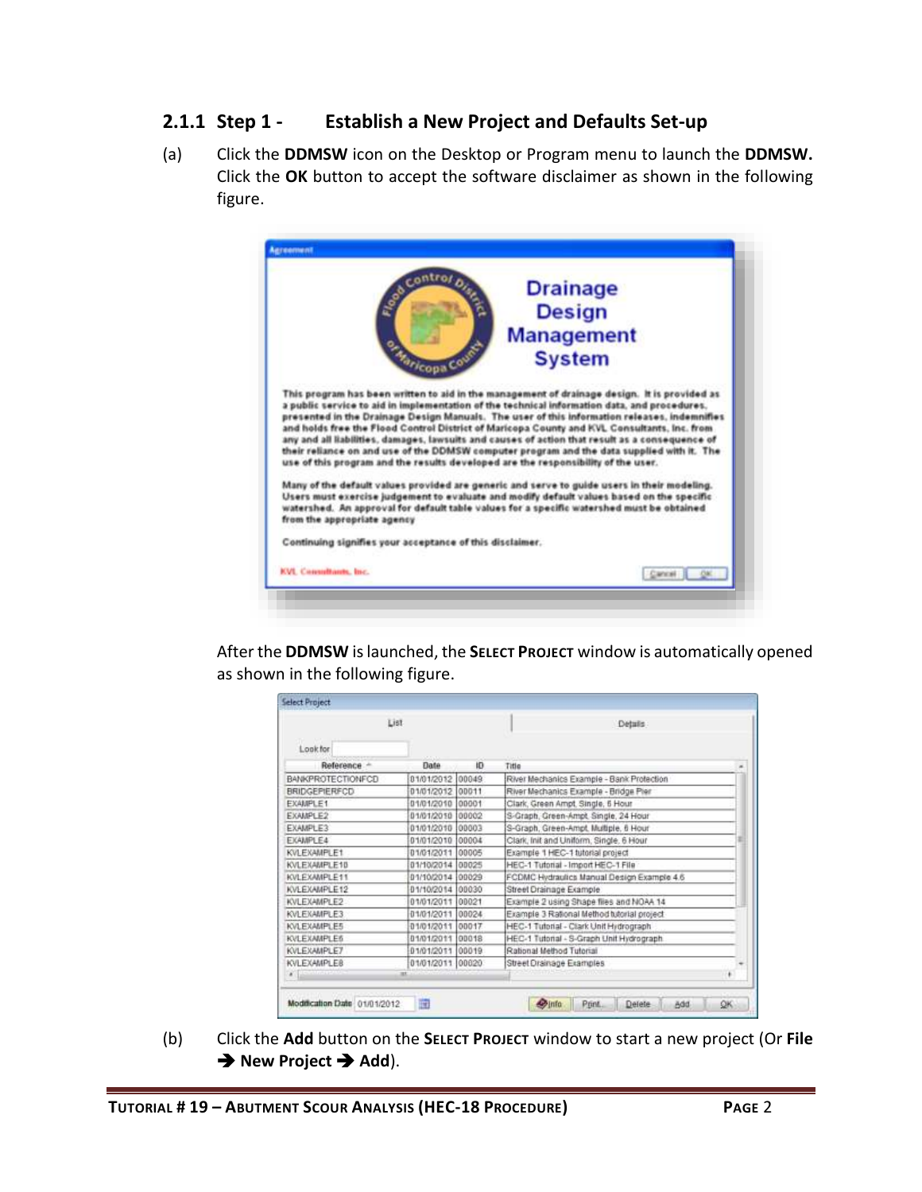### 2.1.1 Step 1 - Establish a New Project and Defaults Set-up

(a) Click the **DDMSW** icon on the Desktop or Program menu to launch the **DDMSW.** Click the **OK** button to accept the software disclaimer as shown in the following figure.

After the **DDMSW** is launched, the **SELECT PROJECT** window is automatically opened as shown in the following figure.

(b) Click the **Add** button on the **SELECT PROJECT** window to start a new project (Or **File → New Project → Add**).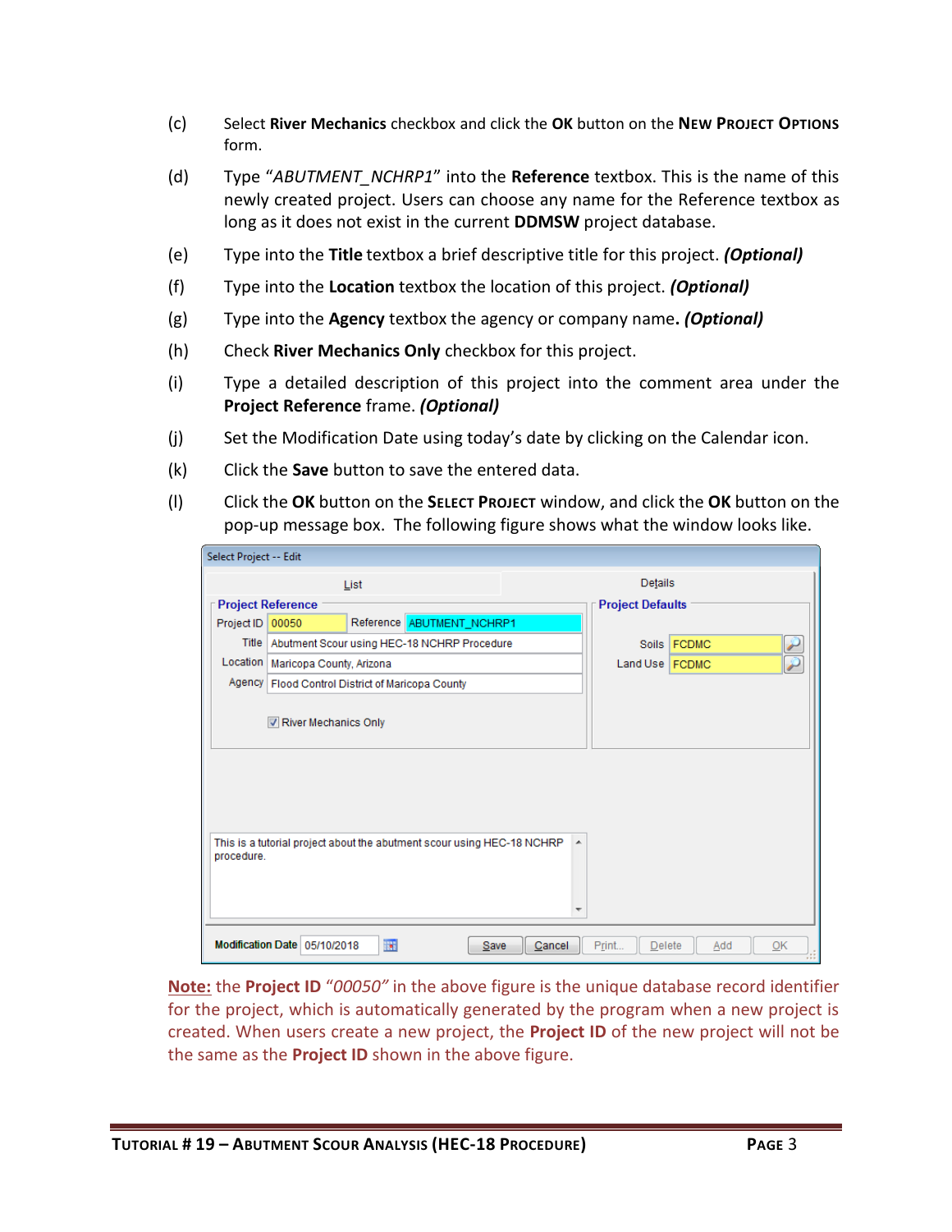(c) Select **River Mechanics** checkbox and click the **OK** button on the **NEW PROJECT OPTIONS** form.

(d) Type "*ABUTMENT_NCHRP1*" into the **Reference** textbox. This is the name of this newly created project. Users can choose any name for the Reference textbox as long as it does not exist in the current **DDMSW** project database.

(e) Type into the **Title** textbox a brief descriptive title for this project. ***(Optional)***

(f) Type into the **Location** textbox the location of this project. ***(Optional)***

(g) Type into the **Agency** textbox the agency or company name**.** ***(Optional)***

(h) Check **River Mechanics Only** checkbox for this project.

(i) Type a detailed description of this project into the comment area under the **Project Reference** frame. ***(Optional)***

(j) Set the Modification Date using today's date by clicking on the Calendar icon.

(k) Click the **Save** button to save the entered data.

(l) Click the **OK** button on the **SELECT PROJECT** window, and click the **OK** button on the pop-up message box. The following figure shows what the window looks like.

**Note:** the **Project ID** *"00050"* in the above figure is the unique database record identifier for the project, which is automatically generated by the program when a new project is created. When users create a new project, the **Project ID** of the new project will not be the same as the **Project ID** shown in the above figure.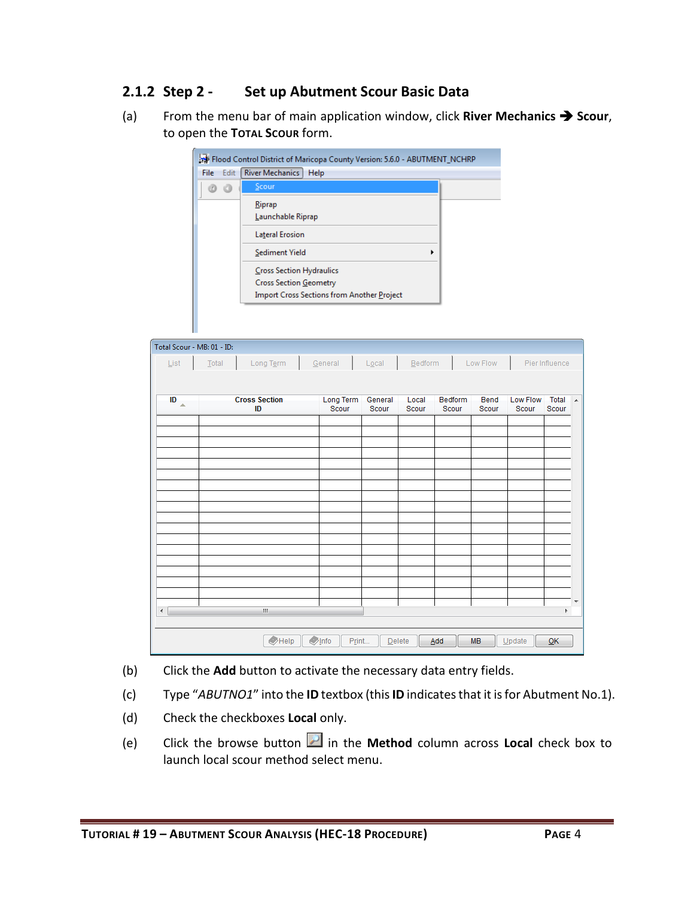### 2.1.2 Step 2 - Set up Abutment Scour Basic Data

(a) From the menu bar of main application window, click **River Mechanics** ➔ **Scour**, to open the **Total Scour** form.

(b) Click the **Add** button to activate the necessary data entry fields.

(c) Type "*ABUTNO1*" into the **ID** textbox (this **ID** indicates that it is for Abutment No.1).

(d) Check the checkboxes **Local** only.

(e) Click the browse button in the **Method** column across **Local** check box to launch local scour method select menu.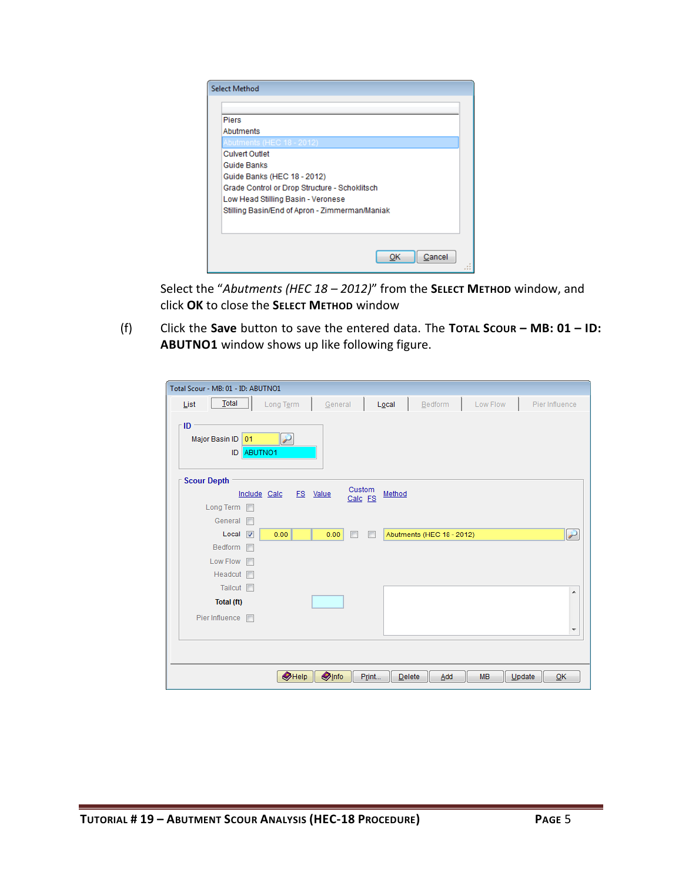Select the "*Abutments (HEC 18 – 2012)*" from the **SELECT METHOD** window, and click **OK** to close the **SELECT METHOD** window

(f) Click the **Save** button to save the entered data. The **TOTAL SCOUR – MB: 01 – ID: ABUTNO1** window shows up like following figure.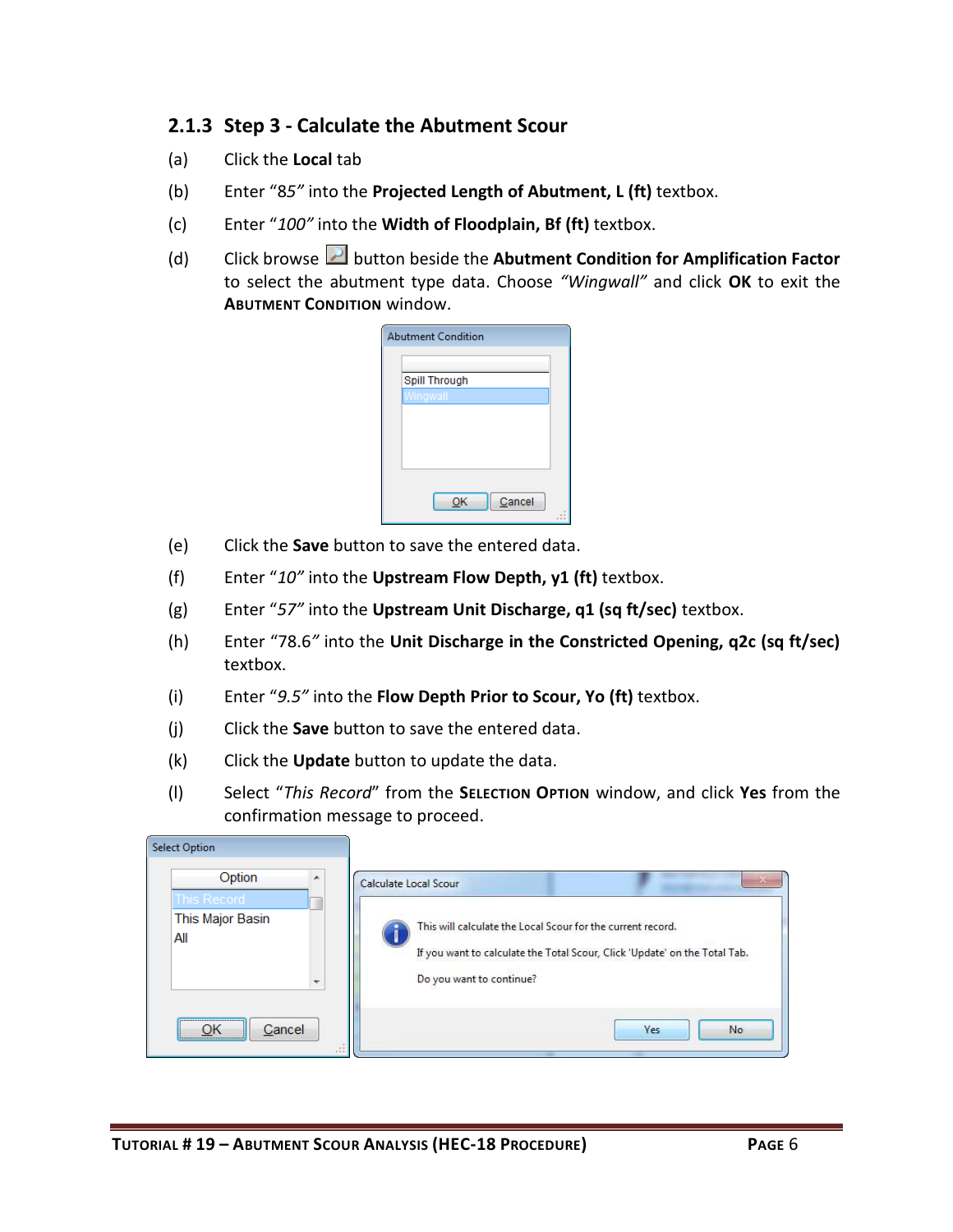### 2.1.3 Step 3 - Calculate the Abutment Scour

(a) Click the **Local** tab

(b) Enter *"85"* into the **Projected Length of Abutment, L (ft)** textbox.

(c) Enter *"100"* into the **Width of Floodplain, Bf (ft)** textbox.

(d) Click browse button beside the **Abutment Condition for Amplification Factor** to select the abutment type data. Choose *"Wingwall"* and click **OK** to exit the **ABUTMENT CONDITION** window.

(e) Click the **Save** button to save the entered data.

(f) Enter *"10"* into the **Upstream Flow Depth, y1 (ft)** textbox.

(g) Enter *"57"* into the **Upstream Unit Discharge, q1 (sq ft/sec)** textbox.

(h) Enter "78.6*"* into the **Unit Discharge in the Constricted Opening, q2c (sq ft/sec)** textbox.

(i) Enter *"9.5"* into the **Flow Depth Prior to Scour, Yo (ft)** textbox.

(j) Click the **Save** button to save the entered data.

(k) Click the **Update** button to update the data.

(l) Select "*This Record*" from the **SELECTION OPTION** window, and click **Yes** from the confirmation message to proceed.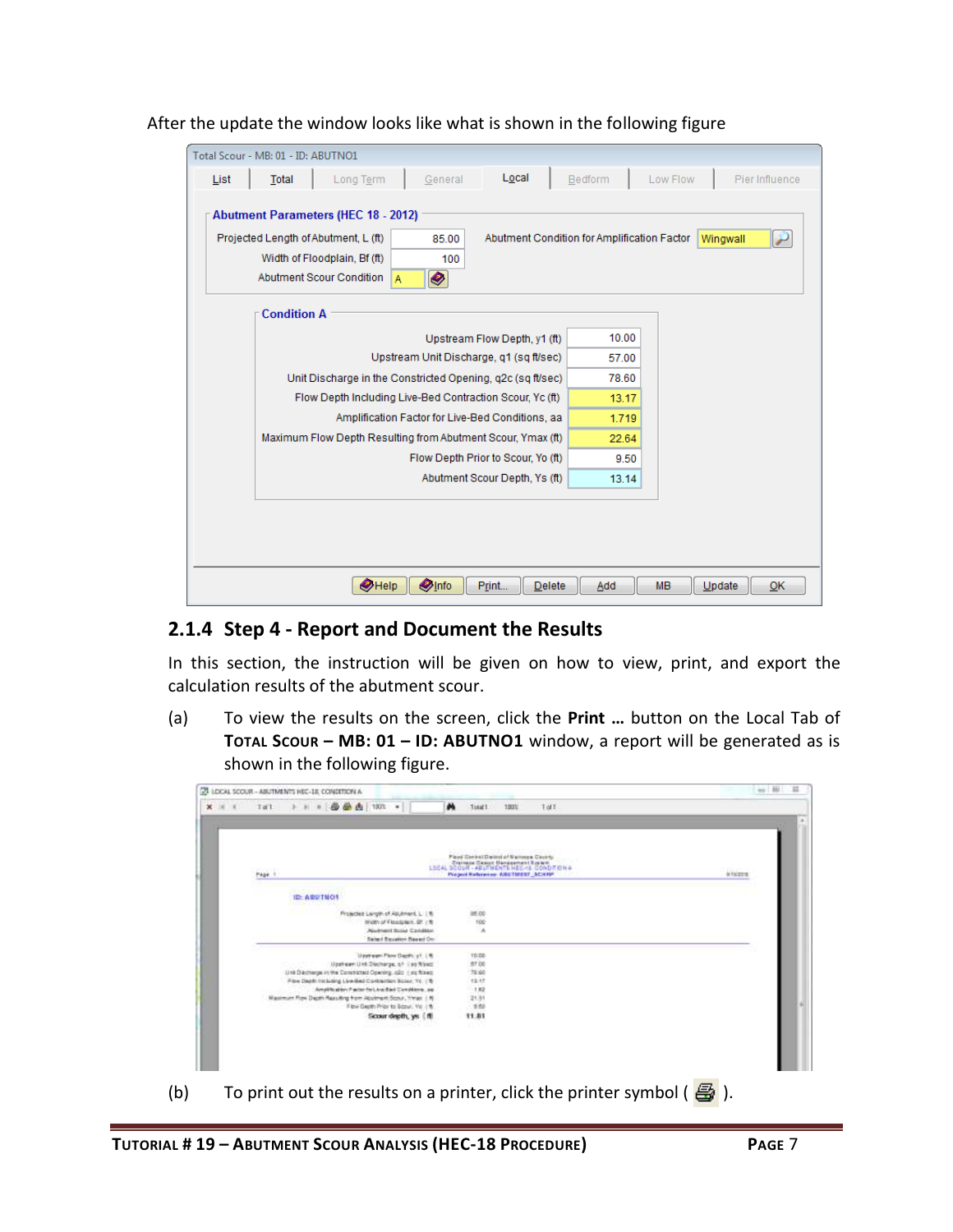After the update the window looks like what is shown in the following figure

### 2.1.4 Step 4 - Report and Document the Results

In this section, the instruction will be given on how to view, print, and export the calculation results of the abutment scour.

(a) To view the results on the screen, click the **Print …** button on the Local Tab of **TOTAL SCOUR – MB: 01 – ID: ABUTNO1** window, a report will be generated as is shown in the following figure.

(b) To print out the results on a printer, click the printer symbol ( ).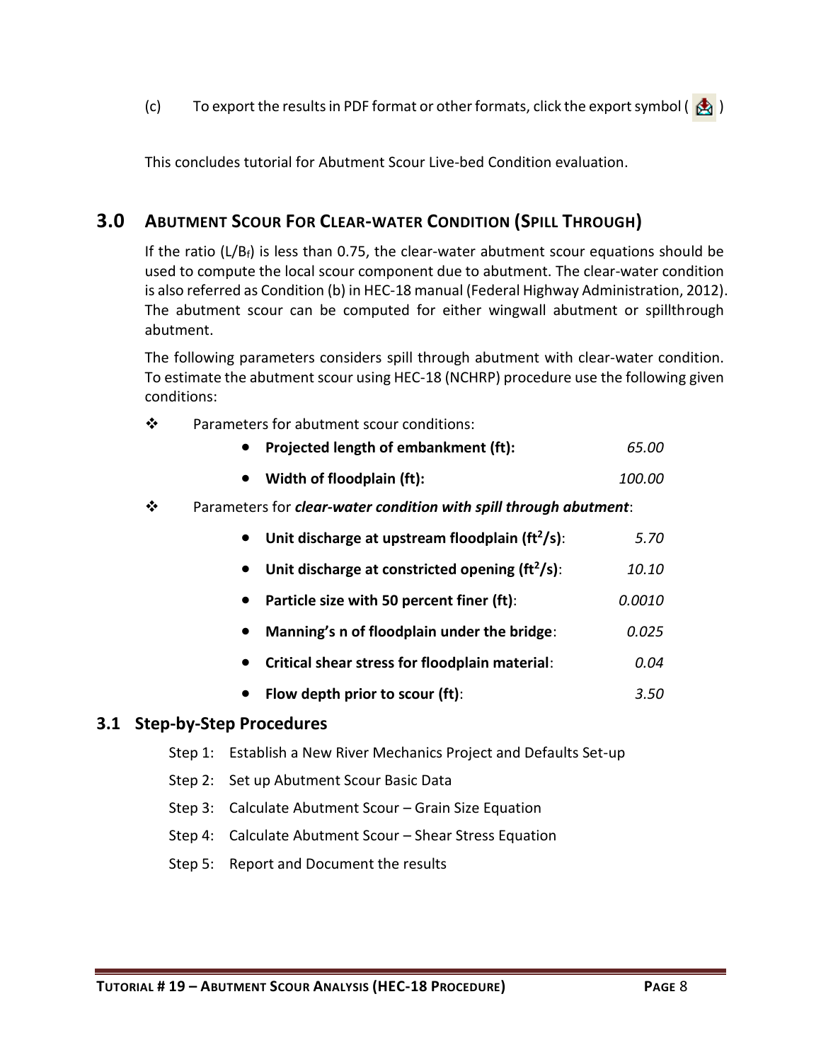(c) To export the results in PDF format or other formats, click the export symbol ( )

This concludes tutorial for Abutment Scour Live-bed Condition evaluation.

## 3.0 Abutment Scour For Clear-water Condition (Spill Through)

If the ratio ($L/B_f$) is less than 0.75, the clear-water abutment scour equations should be used to compute the local scour component due to abutment. The clear-water condition is also referred as Condition (b) in HEC-18 manual (Federal Highway Administration, 2012). The abutment scour can be computed for either wingwall abutment or spillthrough abutment.

The following parameters considers spill through abutment with clear-water condition. To estimate the abutment scour using HEC-18 (NCHRP) procedure use the following given conditions:

❖ Parameters for abutment scour conditions:

- **Projected length of embankment (ft):** *65.00*
- **Width of floodplain (ft):** *100.00*

❖ Parameters for ***clear-water condition with spill through abutment***:

- **Unit discharge at upstream floodplain ($ft^2/s$)**: *5.70*
- **Unit discharge at constricted opening ($ft^2/s$)**: *10.10*
- **Particle size with 50 percent finer (ft)**: *0.0010*
- **Manning's n of floodplain under the bridge**: *0.025*
- **Critical shear stress for floodplain material**: *0.04*
- **Flow depth prior to scour (ft)**: *3.50*

### 3.1 Step-by-Step Procedures

Step 1: Establish a New River Mechanics Project and Defaults Set-up

Step 2: Set up Abutment Scour Basic Data

Step 3: Calculate Abutment Scour – Grain Size Equation

Step 4: Calculate Abutment Scour – Shear Stress Equation

Step 5: Report and Document the results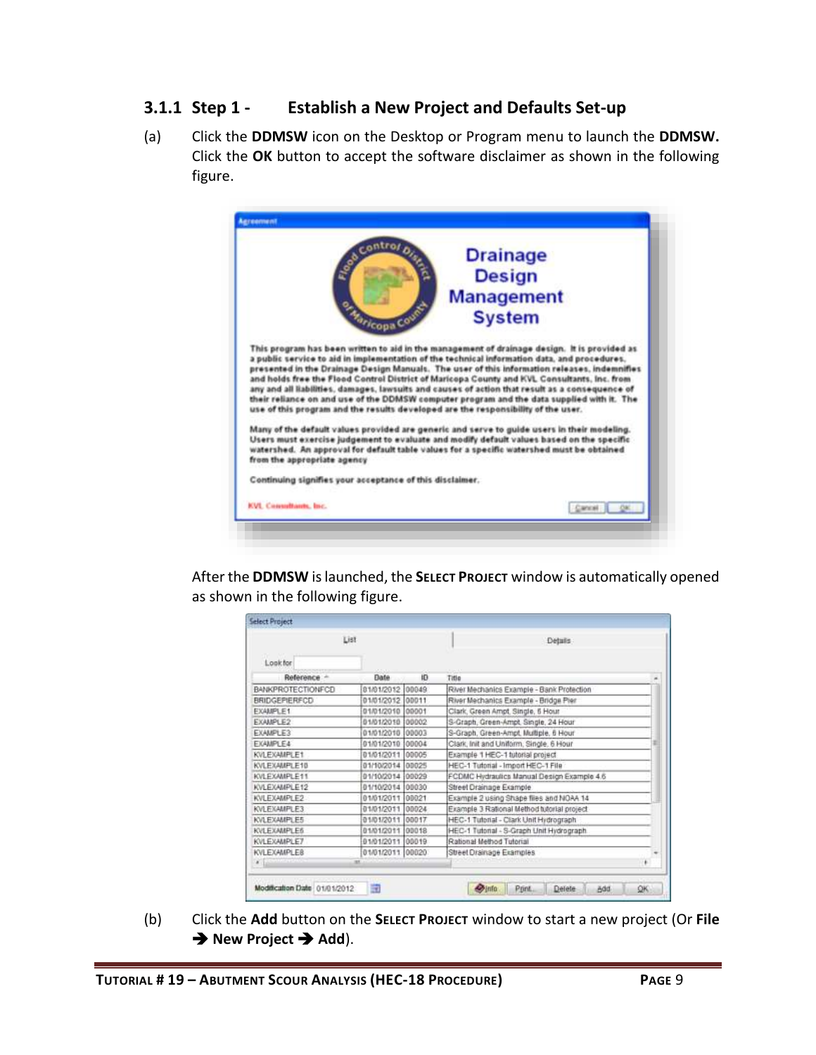### 3.1.1 Step 1 - Establish a New Project and Defaults Set-up

(a) Click the **DDMSW** icon on the Desktop or Program menu to launch the **DDMSW.** Click the **OK** button to accept the software disclaimer as shown in the following figure.

After the **DDMSW** is launched, the **SELECT PROJECT** window is automatically opened as shown in the following figure.

(b) Click the **Add** button on the **SELECT PROJECT** window to start a new project (Or **File ➔ New Project ➔ Add**).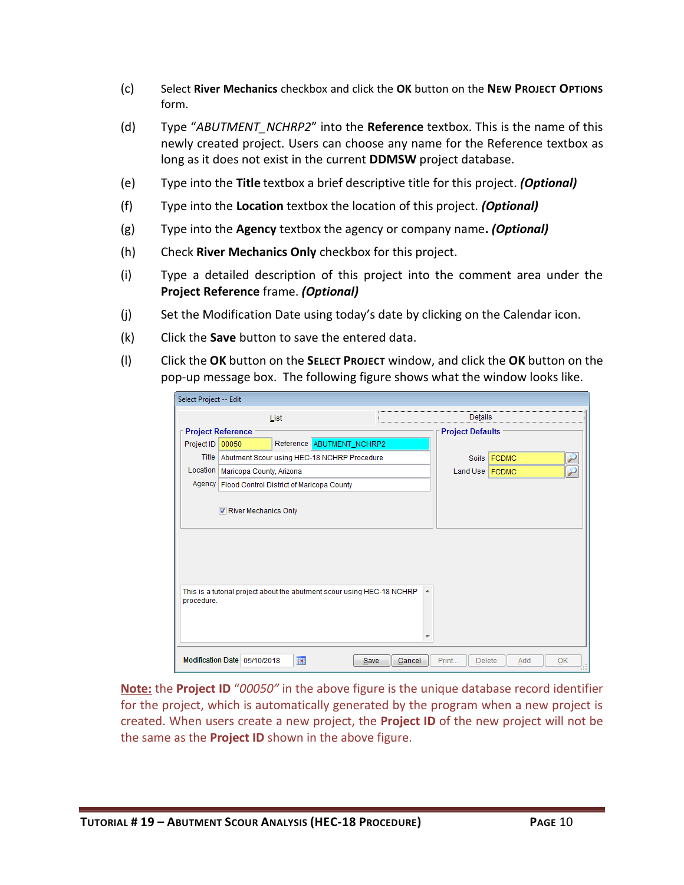(c) Select **River Mechanics** checkbox and click the **OK** button on the **NEW PROJECT OPTIONS** form.

(d) Type "*ABUTMENT_NCHRP2*" into the **Reference** textbox. This is the name of this newly created project. Users can choose any name for the Reference textbox as long as it does not exist in the current **DDMSW** project database.

(e) Type into the **Title** textbox a brief descriptive title for this project. ***(Optional)***

(f) Type into the **Location** textbox the location of this project. ***(Optional)***

(g) Type into the **Agency** textbox the agency or company name**.** ***(Optional)***

(h) Check **River Mechanics Only** checkbox for this project.

(i) Type a detailed description of this project into the comment area under the **Project Reference** frame. ***(Optional)***

(j) Set the Modification Date using today's date by clicking on the Calendar icon.

(k) Click the **Save** button to save the entered data.

(l) Click the **OK** button on the **SELECT PROJECT** window, and click the **OK** button on the pop-up message box. The following figure shows what the window looks like.

**Note:** the **Project ID** *"00050"* in the above figure is the unique database record identifier for the project, which is automatically generated by the program when a new project is created. When users create a new project, the **Project ID** of the new project will not be the same as the **Project ID** shown in the above figure.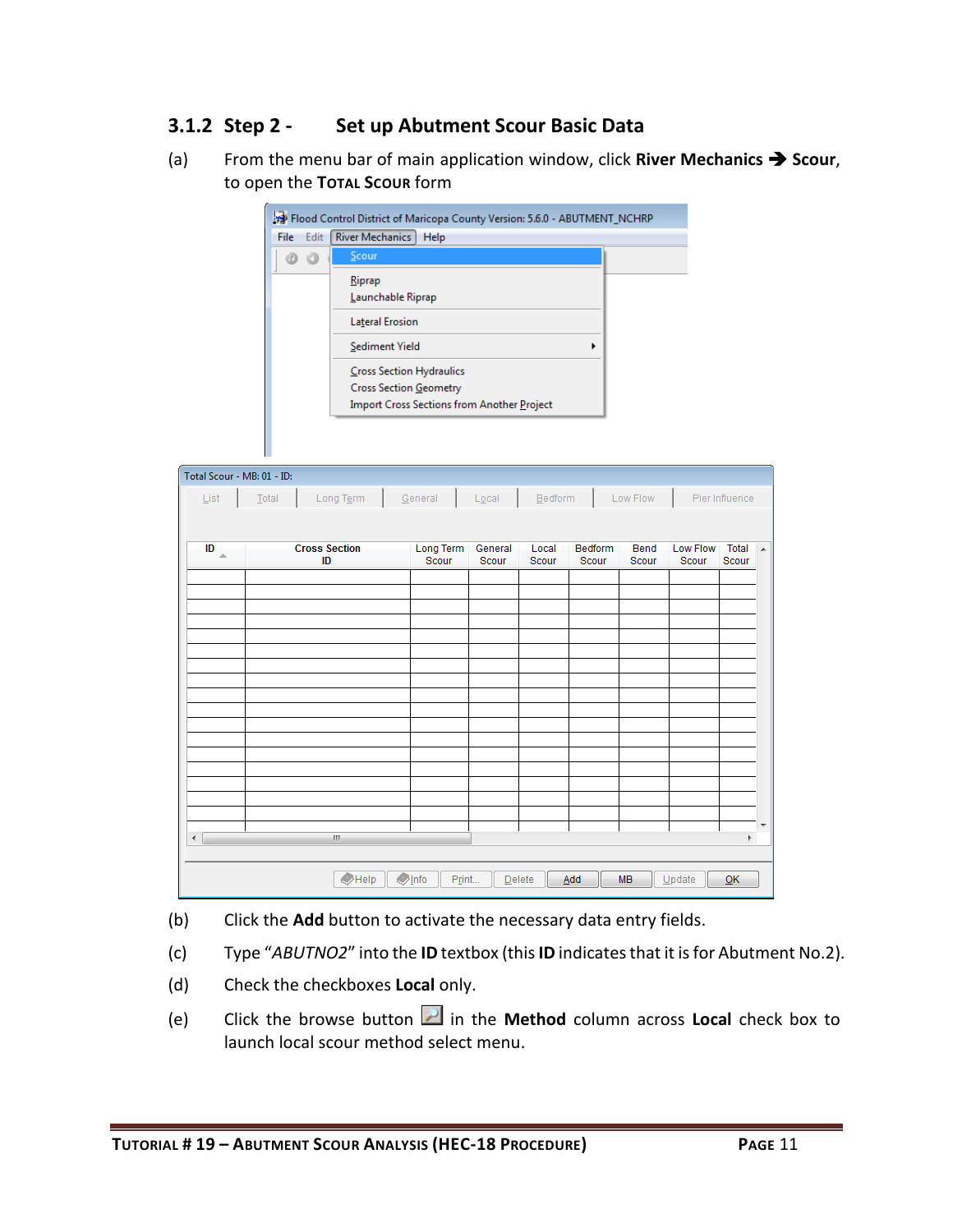### 3.1.2 Step 2 - Set up Abutment Scour Basic Data

(a) From the menu bar of main application window, click **River Mechanics ➔ Scour**, to open the **Total Scour** form

(b) Click the **Add** button to activate the necessary data entry fields.

(c) Type "*ABUTNO2*" into the **ID** textbox (this **ID** indicates that it is for Abutment No.2).

(d) Check the checkboxes **Local** only.

(e) Click the browse button in the **Method** column across **Local** check box to launch local scour method select menu.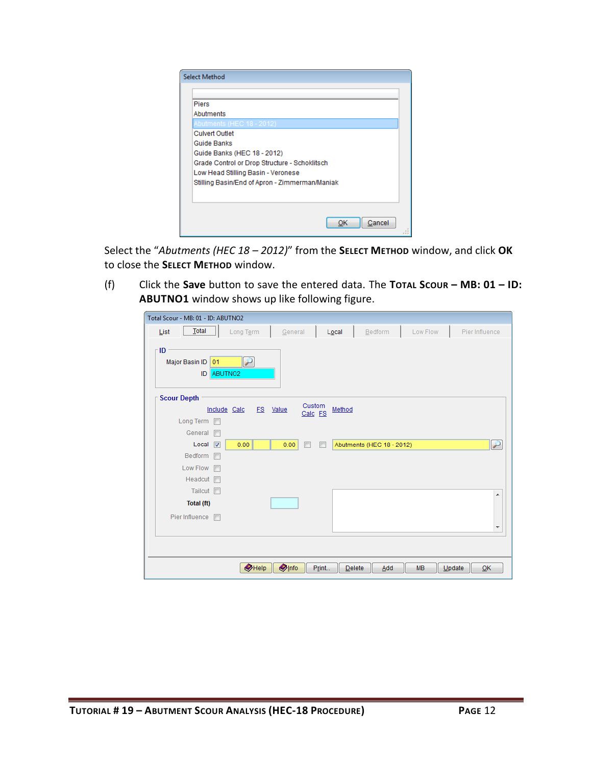Select the "*Abutments (HEC 18 – 2012)*" from the **Select Method** window, and click **OK** to close the **Select Method** window.

(f) Click the **Save** button to save the entered data. The **Total Scour – MB: 01 – ID: ABUTNO1** window shows up like following figure.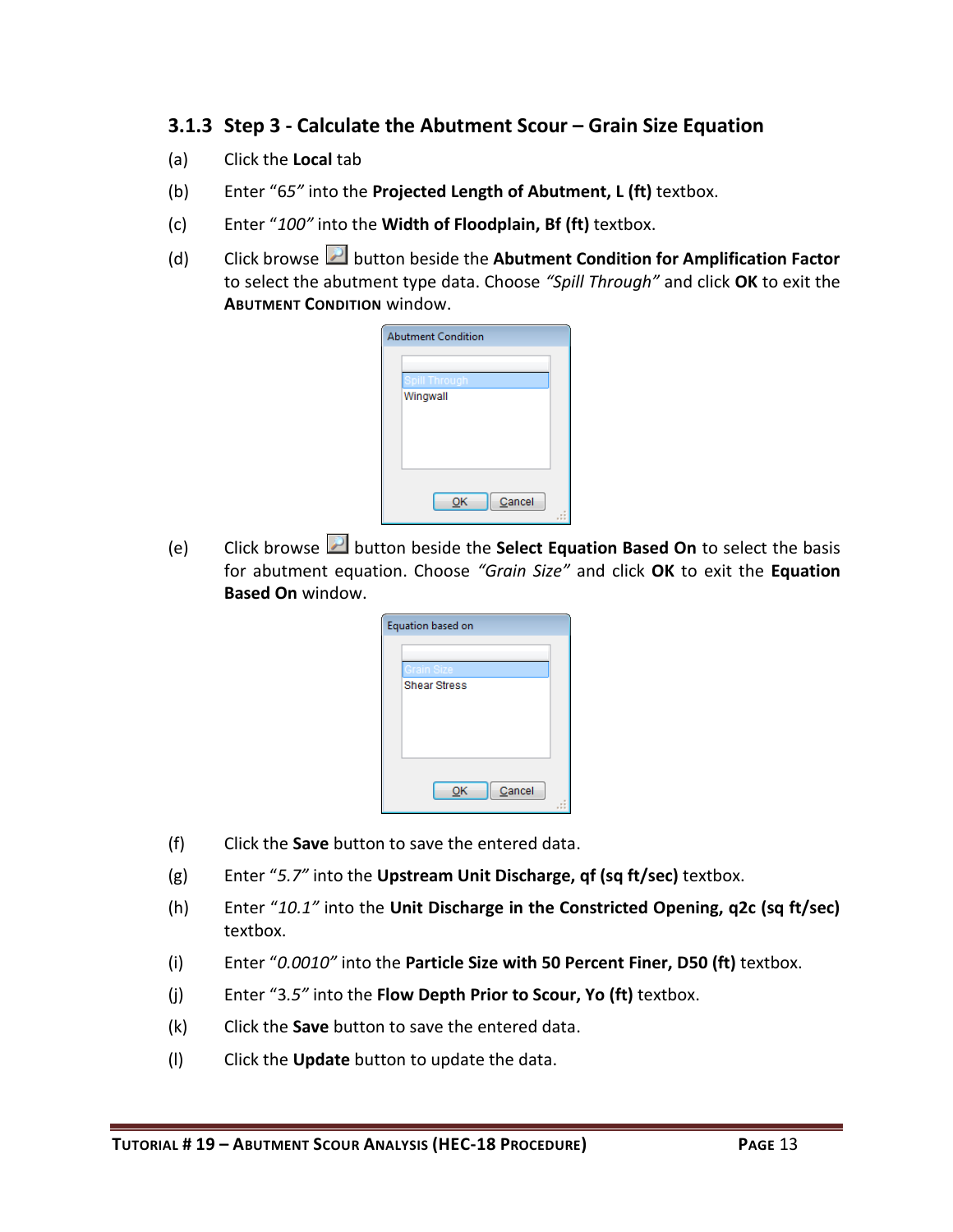### 3.1.3 Step 3 - Calculate the Abutment Scour – Grain Size Equation

(a) Click the **Local** tab

(b) Enter “*65*” into the **Projected Length of Abutment, L (ft)** textbox.

(c) Enter “*100*” into the **Width of Floodplain, Bf (ft)** textbox.

(d) Click browse button beside the **Abutment Condition for Amplification Factor** to select the abutment type data. Choose *“Spill Through”* and click **OK** to exit the **ABUTMENT CONDITION** window.

(e) Click browse button beside the **Select Equation Based On** to select the basis for abutment equation. Choose *“Grain Size”* and click **OK** to exit the **Equation Based On** window.

(f) Click the **Save** button to save the entered data.

(g) Enter “*5.7*” into the **Upstream Unit Discharge, qf (sq ft/sec)** textbox.

(h) Enter “*10.1*” into the **Unit Discharge in the Constricted Opening, q2c (sq ft/sec)** textbox.

(i) Enter “*0.0010*” into the **Particle Size with 50 Percent Finer, D50 (ft)** textbox.

(j) Enter “3.5*”* into the **Flow Depth Prior to Scour, Yo (ft)** textbox.

(k) Click the **Save** button to save the entered data.

(l) Click the **Update** button to update the data.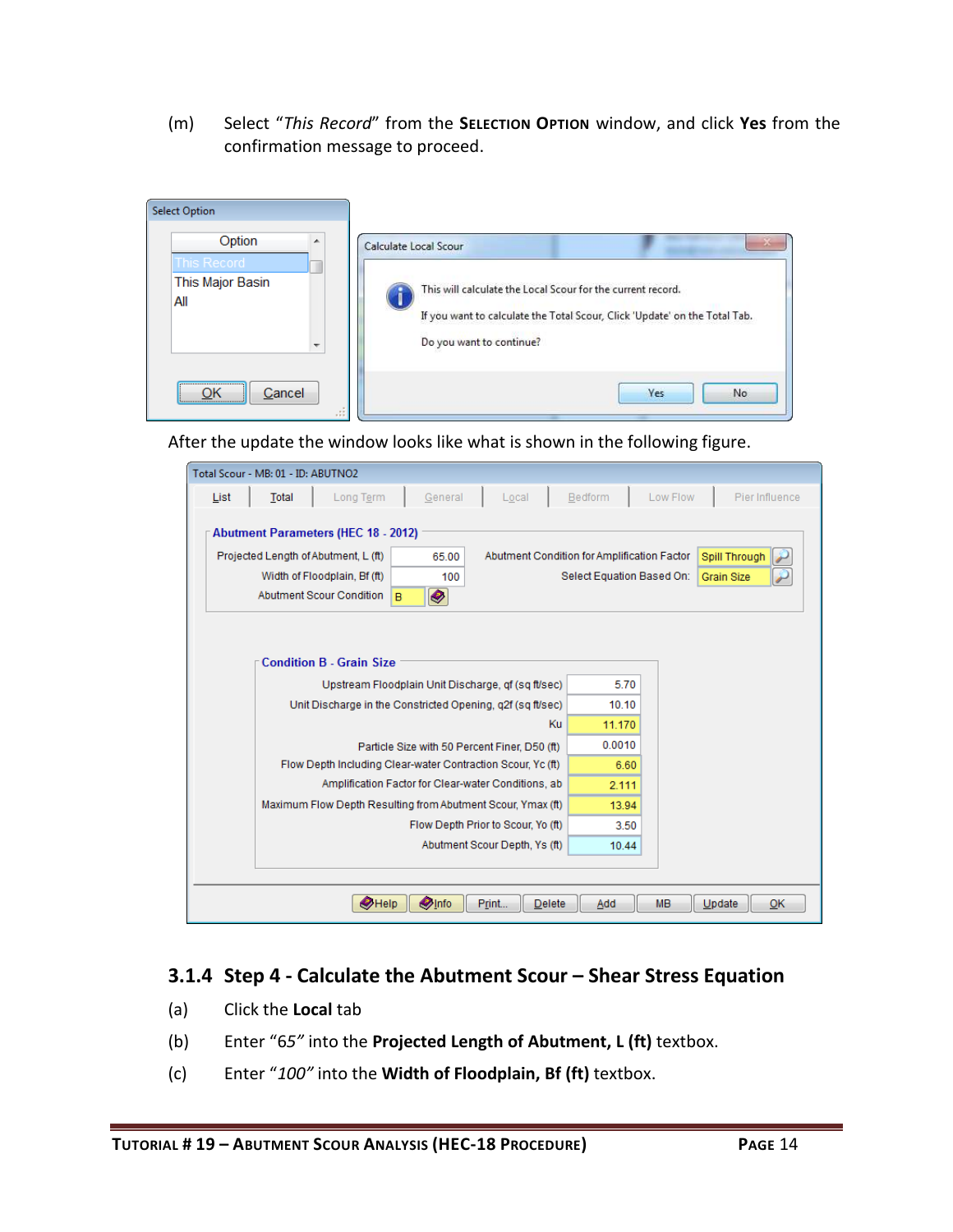(m) Select "*This Record*" from the **Selection Option** window, and click **Yes** from the confirmation message to proceed.

After the update the window looks like what is shown in the following figure.

### 3.1.4 Step 4 - Calculate the Abutment Scour – Shear Stress Equation

(a) Click the **Local** tab

(b) Enter "*65*" into the **Projected Length of Abutment, L (ft)** textbox.

(c) Enter "*100*" into the **Width of Floodplain, Bf (ft)** textbox.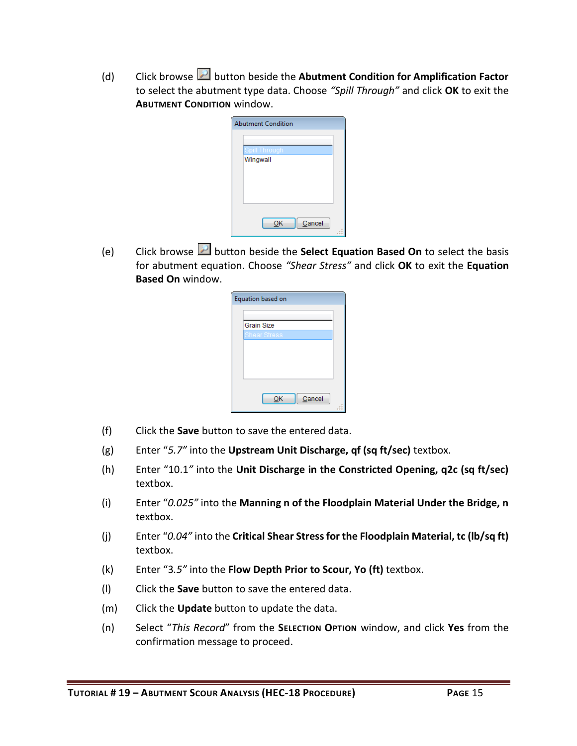(d) Click browse button beside the **Abutment Condition for Amplification Factor** to select the abutment type data. Choose *"Spill Through"* and click **OK** to exit the **Abutment Condition** window.

(e) Click browse button beside the **Select Equation Based On** to select the basis for abutment equation. Choose *"Shear Stress"* and click **OK** to exit the **Equation Based On** window.

(f) Click the **Save** button to save the entered data.

(g) Enter "*5.7*" into the **Upstream Unit Discharge, qf (sq ft/sec)** textbox.

(h) Enter "10.1*"* into the **Unit Discharge in the Constricted Opening, q2c (sq ft/sec)** textbox.

(i) Enter "*0.025*" into the **Manning n of the Floodplain Material Under the Bridge, n** textbox.

(j) Enter "*0.04*" into the **Critical Shear Stress for the Floodplain Material, tc (lb/sq ft)** textbox.

(k) Enter "3.5*"* into the **Flow Depth Prior to Scour, Yo (ft)** textbox.

(l) Click the **Save** button to save the entered data.

(m) Click the **Update** button to update the data.

(n) Select "*This Record*" from the **Selection Option** window, and click **Yes** from the confirmation message to proceed.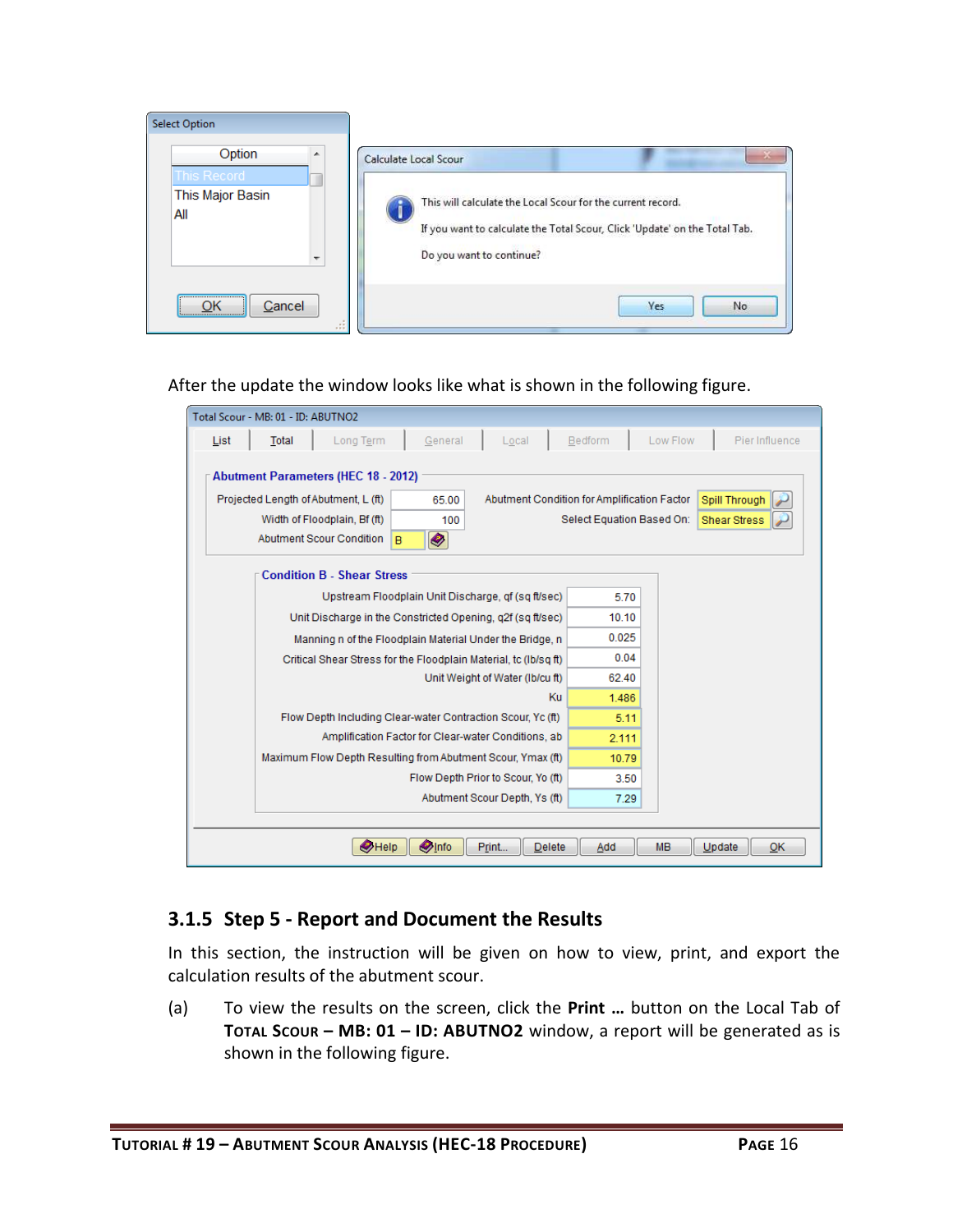After the update the window looks like what is shown in the following figure.

### 3.1.5 Step 5 - Report and Document the Results

In this section, the instruction will be given on how to view, print, and export the calculation results of the abutment scour.

(a) To view the results on the screen, click the **Print …** button on the Local Tab of **TOTAL SCOUR – MB: 01 – ID: ABUTNO2** window, a report will be generated as is shown in the following figure.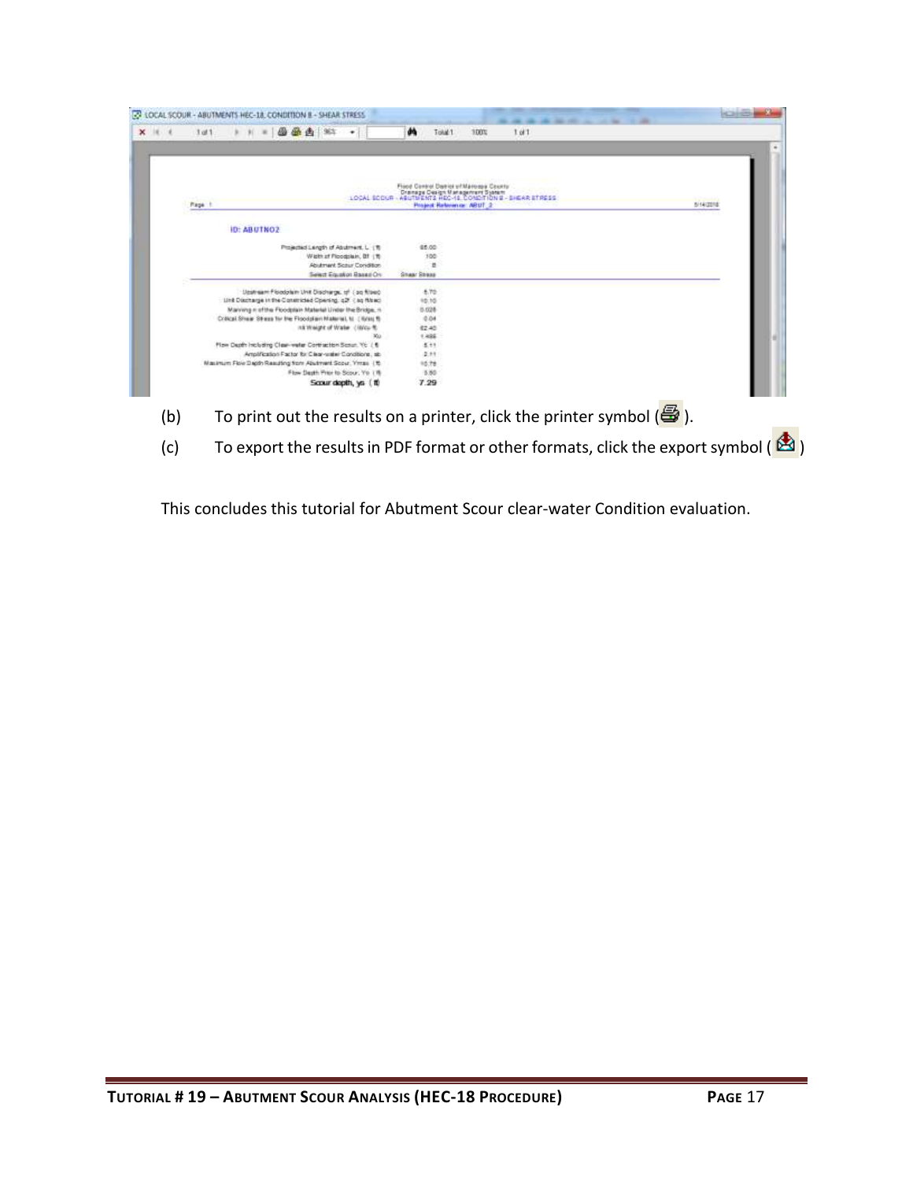(b) To print out the results on a printer, click the printer symbol ( ).

(c) To export the results in PDF format or other formats, click the export symbol ( )

This concludes this tutorial for Abutment Scour clear-water Condition evaluation.